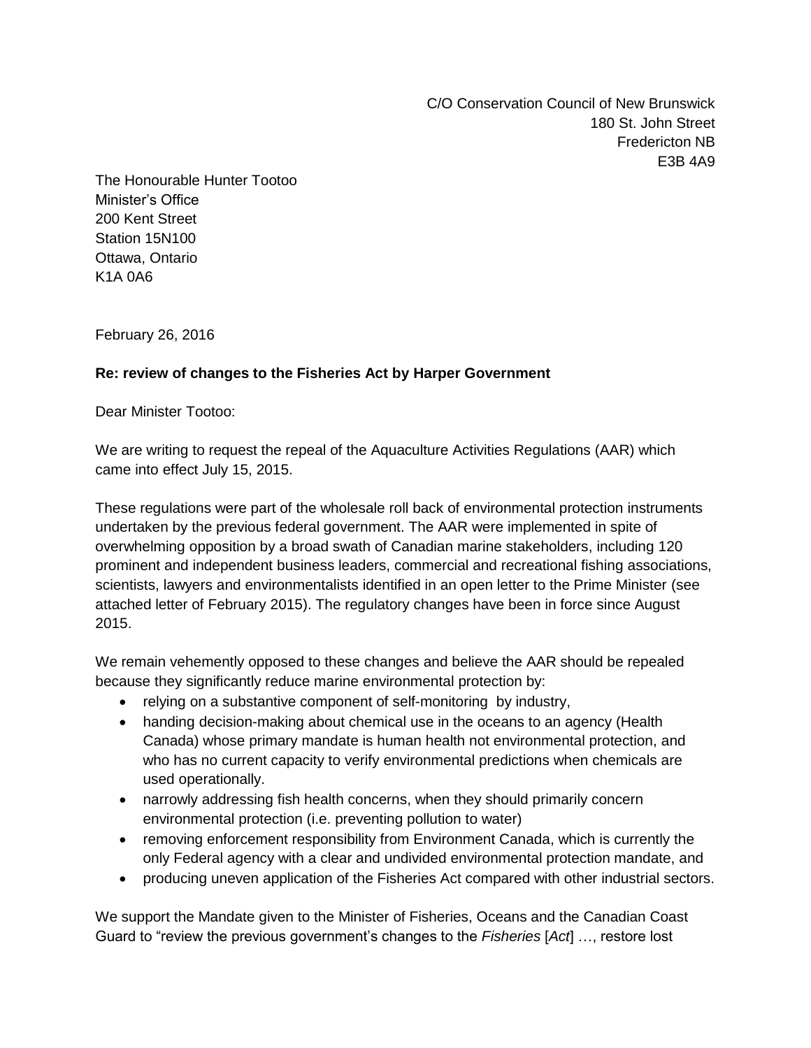C/O Conservation Council of New Brunswick
180 St. John Street
Fredericton NB
E3B 4A9

The Honourable Hunter Tootoo
Minister's Office
200 Kent Street
Station 15N100
Ottawa, Ontario
K1A 0A6

February 26, 2016

**Re: review of changes to the Fisheries Act by Harper Government**

Dear Minister Tootoo:

We are writing to request the repeal of the Aquaculture Activities Regulations (AAR) which came into effect July 15, 2015.

These regulations were part of the wholesale roll back of environmental protection instruments undertaken by the previous federal government. The AAR were implemented in spite of overwhelming opposition by a broad swath of Canadian marine stakeholders, including 120 prominent and independent business leaders, commercial and recreational fishing associations, scientists, lawyers and environmentalists identified in an open letter to the Prime Minister (see attached letter of February 2015). The regulatory changes have been in force since August 2015.

We remain vehemently opposed to these changes and believe the AAR should be repealed because they significantly reduce marine environmental protection by:

- relying on a substantive component of self-monitoring by industry,
- handing decision-making about chemical use in the oceans to an agency (Health Canada) whose primary mandate is human health not environmental protection, and who has no current capacity to verify environmental predictions when chemicals are used operationally.
- narrowly addressing fish health concerns, when they should primarily concern environmental protection (i.e. preventing pollution to water)
- removing enforcement responsibility from Environment Canada, which is currently the only Federal agency with a clear and undivided environmental protection mandate, and
- producing uneven application of the Fisheries Act compared with other industrial sectors.

We support the Mandate given to the Minister of Fisheries, Oceans and the Canadian Coast Guard to "review the previous government's changes to the *Fisheries* [*Act*] …, restore lost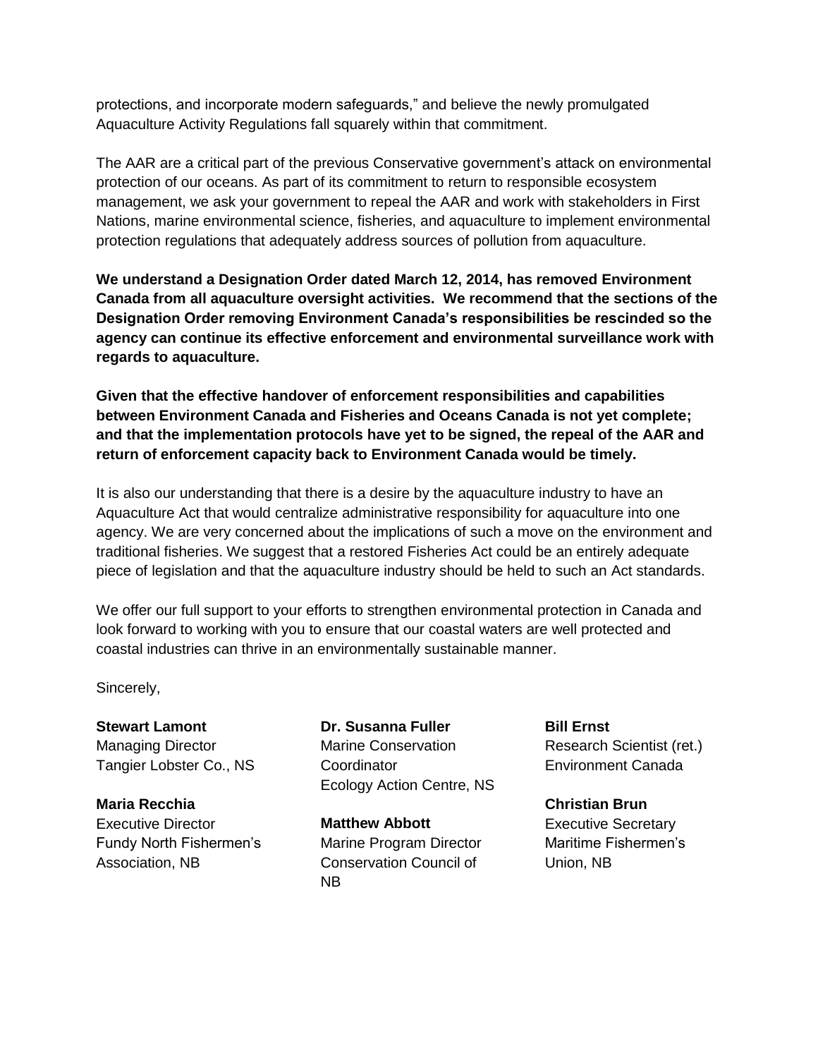protections, and incorporate modern safeguards," and believe the newly promulgated Aquaculture Activity Regulations fall squarely within that commitment.

The AAR are a critical part of the previous Conservative government's attack on environmental protection of our oceans. As part of its commitment to return to responsible ecosystem management, we ask your government to repeal the AAR and work with stakeholders in First Nations, marine environmental science, fisheries, and aquaculture to implement environmental protection regulations that adequately address sources of pollution from aquaculture.

**We understand a Designation Order dated March 12, 2014, has removed Environment Canada from all aquaculture oversight activities. We recommend that the sections of the Designation Order removing Environment Canada's responsibilities be rescinded so the agency can continue its effective enforcement and environmental surveillance work with regards to aquaculture.**

**Given that the effective handover of enforcement responsibilities and capabilities between Environment Canada and Fisheries and Oceans Canada is not yet complete; and that the implementation protocols have yet to be signed, the repeal of the AAR and return of enforcement capacity back to Environment Canada would be timely.**

It is also our understanding that there is a desire by the aquaculture industry to have an Aquaculture Act that would centralize administrative responsibility for aquaculture into one agency. We are very concerned about the implications of such a move on the environment and traditional fisheries. We suggest that a restored Fisheries Act could be an entirely adequate piece of legislation and that the aquaculture industry should be held to such an Act standards.

We offer our full support to your efforts to strengthen environmental protection in Canada and look forward to working with you to ensure that our coastal waters are well protected and coastal industries can thrive in an environmentally sustainable manner.

Sincerely,

**Stewart Lamont**
Managing Director
Tangier Lobster Co., NS

**Maria Recchia**
Executive Director
Fundy North Fishermen's Association, NB

**Dr. Susanna Fuller**
Marine Conservation Coordinator
Ecology Action Centre, NS

**Matthew Abbott**
Marine Program Director
Conservation Council of NB

**Bill Ernst**
Research Scientist (ret.)
Environment Canada

**Christian Brun**
Executive Secretary
Maritime Fishermen's Union, NB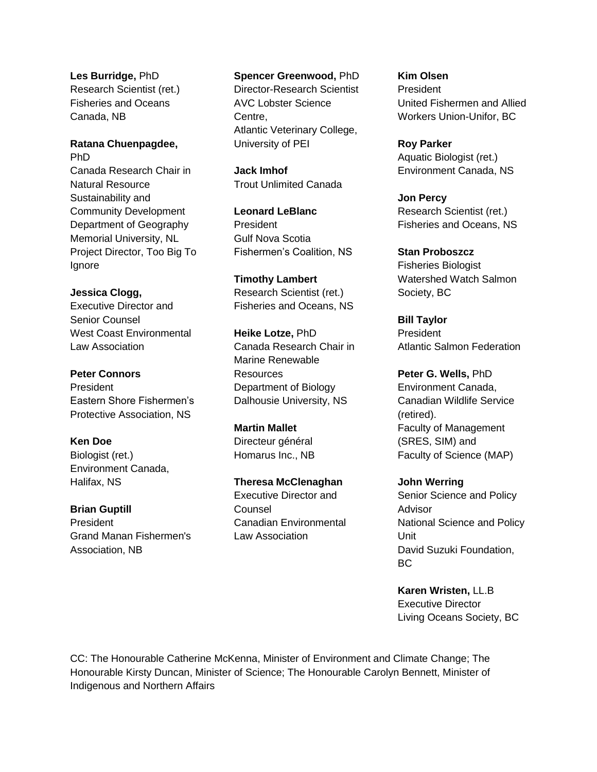**Les Burridge,** PhD
Research Scientist (ret.)
Fisheries and Oceans Canada, NB

**Ratana Chuenpagdee,** PhD
Canada Research Chair in Natural Resource Sustainability and Community Development
Department of Geography
Memorial University, NL
Project Director, Too Big To Ignore

**Jessica Clogg,**
Executive Director and Senior Counsel
West Coast Environmental Law Association

**Peter Connors**
President
Eastern Shore Fishermen's Protective Association, NS

**Ken Doe**
Biologist (ret.)
Environment Canada, Halifax, NS

**Brian Guptill**
President
Grand Manan Fishermen's Association, NB

**Spencer Greenwood,** PhD
Director-Research Scientist
AVC Lobster Science Centre,
Atlantic Veterinary College, University of PEI

**Jack Imhof**
Trout Unlimited Canada

**Leonard LeBlanc**
President
Gulf Nova Scotia Fishermen's Coalition, NS

**Timothy Lambert**
Research Scientist (ret.)
Fisheries and Oceans, NS

**Heike Lotze,** PhD
Canada Research Chair in Marine Renewable Resources
Department of Biology
Dalhousie University, NS

**Martin Mallet**
Directeur général
Homarus Inc., NB

**Theresa McClenaghan**
Executive Director and Counsel
Canadian Environmental Law Association

**Kim Olsen**
President
United Fishermen and Allied Workers Union-Unifor, BC

**Roy Parker**
Aquatic Biologist (ret.)
Environment Canada, NS

**Jon Percy**
Research Scientist (ret.)
Fisheries and Oceans, NS

**Stan Proboszcz**
Fisheries Biologist
Watershed Watch Salmon Society, BC

**Bill Taylor**
President
Atlantic Salmon Federation

**Peter G. Wells,** PhD
Environment Canada, Canadian Wildlife Service (retired).
Faculty of Management (SRES, SIM) and
Faculty of Science (MAP)

**John Werring**
Senior Science and Policy Advisor
National Science and Policy Unit
David Suzuki Foundation, BC

**Karen Wristen,** LL.B
Executive Director
Living Oceans Society, BC

CC: The Honourable Catherine McKenna, Minister of Environment and Climate Change; The Honourable Kirsty Duncan, Minister of Science; The Honourable Carolyn Bennett, Minister of Indigenous and Northern Affairs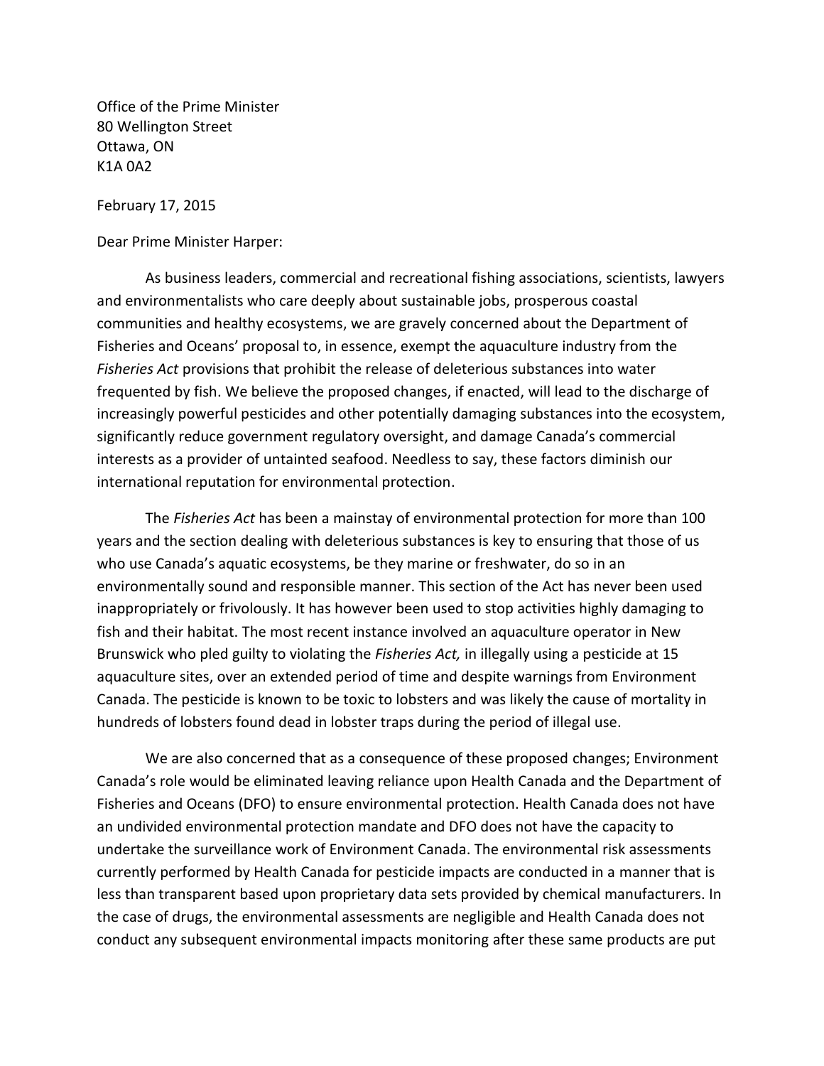Office of the Prime Minister
80 Wellington Street
Ottawa, ON
K1A 0A2

February 17, 2015

Dear Prime Minister Harper:

As business leaders, commercial and recreational fishing associations, scientists, lawyers and environmentalists who care deeply about sustainable jobs, prosperous coastal communities and healthy ecosystems, we are gravely concerned about the Department of Fisheries and Oceans' proposal to, in essence, exempt the aquaculture industry from the *Fisheries Act* provisions that prohibit the release of deleterious substances into water frequented by fish. We believe the proposed changes, if enacted, will lead to the discharge of increasingly powerful pesticides and other potentially damaging substances into the ecosystem, significantly reduce government regulatory oversight, and damage Canada's commercial interests as a provider of untainted seafood. Needless to say, these factors diminish our international reputation for environmental protection.

The *Fisheries Act* has been a mainstay of environmental protection for more than 100 years and the section dealing with deleterious substances is key to ensuring that those of us who use Canada's aquatic ecosystems, be they marine or freshwater, do so in an environmentally sound and responsible manner. This section of the Act has never been used inappropriately or frivolously. It has however been used to stop activities highly damaging to fish and their habitat. The most recent instance involved an aquaculture operator in New Brunswick who pled guilty to violating the *Fisheries Act,* in illegally using a pesticide at 15 aquaculture sites, over an extended period of time and despite warnings from Environment Canada. The pesticide is known to be toxic to lobsters and was likely the cause of mortality in hundreds of lobsters found dead in lobster traps during the period of illegal use.

We are also concerned that as a consequence of these proposed changes; Environment Canada's role would be eliminated leaving reliance upon Health Canada and the Department of Fisheries and Oceans (DFO) to ensure environmental protection. Health Canada does not have an undivided environmental protection mandate and DFO does not have the capacity to undertake the surveillance work of Environment Canada. The environmental risk assessments currently performed by Health Canada for pesticide impacts are conducted in a manner that is less than transparent based upon proprietary data sets provided by chemical manufacturers. In the case of drugs, the environmental assessments are negligible and Health Canada does not conduct any subsequent environmental impacts monitoring after these same products are put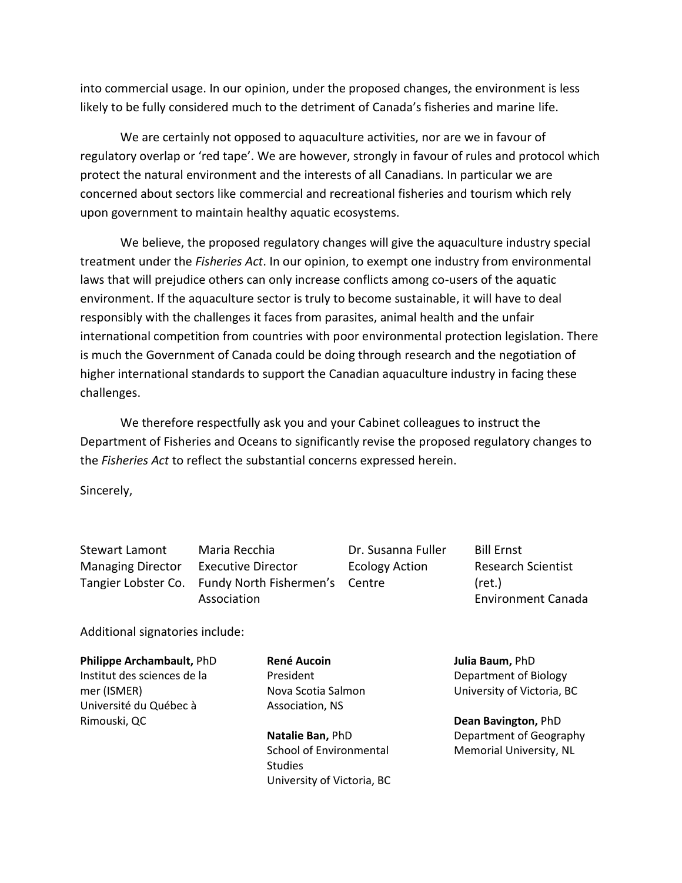into commercial usage. In our opinion, under the proposed changes, the environment is less likely to be fully considered much to the detriment of Canada's fisheries and marine life.

We are certainly not opposed to aquaculture activities, nor are we in favour of regulatory overlap or 'red tape'. We are however, strongly in favour of rules and protocol which protect the natural environment and the interests of all Canadians. In particular we are concerned about sectors like commercial and recreational fisheries and tourism which rely upon government to maintain healthy aquatic ecosystems.

We believe, the proposed regulatory changes will give the aquaculture industry special treatment under the *Fisheries Act*. In our opinion, to exempt one industry from environmental laws that will prejudice others can only increase conflicts among co-users of the aquatic environment. If the aquaculture sector is truly to become sustainable, it will have to deal responsibly with the challenges it faces from parasites, animal health and the unfair international competition from countries with poor environmental protection legislation. There is much the Government of Canada could be doing through research and the negotiation of higher international standards to support the Canadian aquaculture industry in facing these challenges.

We therefore respectfully ask you and your Cabinet colleagues to instruct the Department of Fisheries and Oceans to significantly revise the proposed regulatory changes to the *Fisheries Act* to reflect the substantial concerns expressed herein.

Sincerely,

Stewart Lamont
Managing Director
Tangier Lobster Co.

Maria Recchia
Executive Director
Fundy North Fishermen's Association

Dr. Susanna Fuller
Ecology Action Centre

Bill Ernst
Research Scientist (ret.)
Environment Canada

Additional signatories include:

**Philippe Archambault,** PhD
Institut des sciences de la mer (ISMER)
Université du Québec à Rimouski, QC

**René Aucoin**
President
Nova Scotia Salmon Association, NS

**Natalie Ban,** PhD
School of Environmental Studies
University of Victoria, BC

**Julia Baum,** PhD
Department of Biology
University of Victoria, BC

**Dean Bavington,** PhD
Department of Geography
Memorial University, NL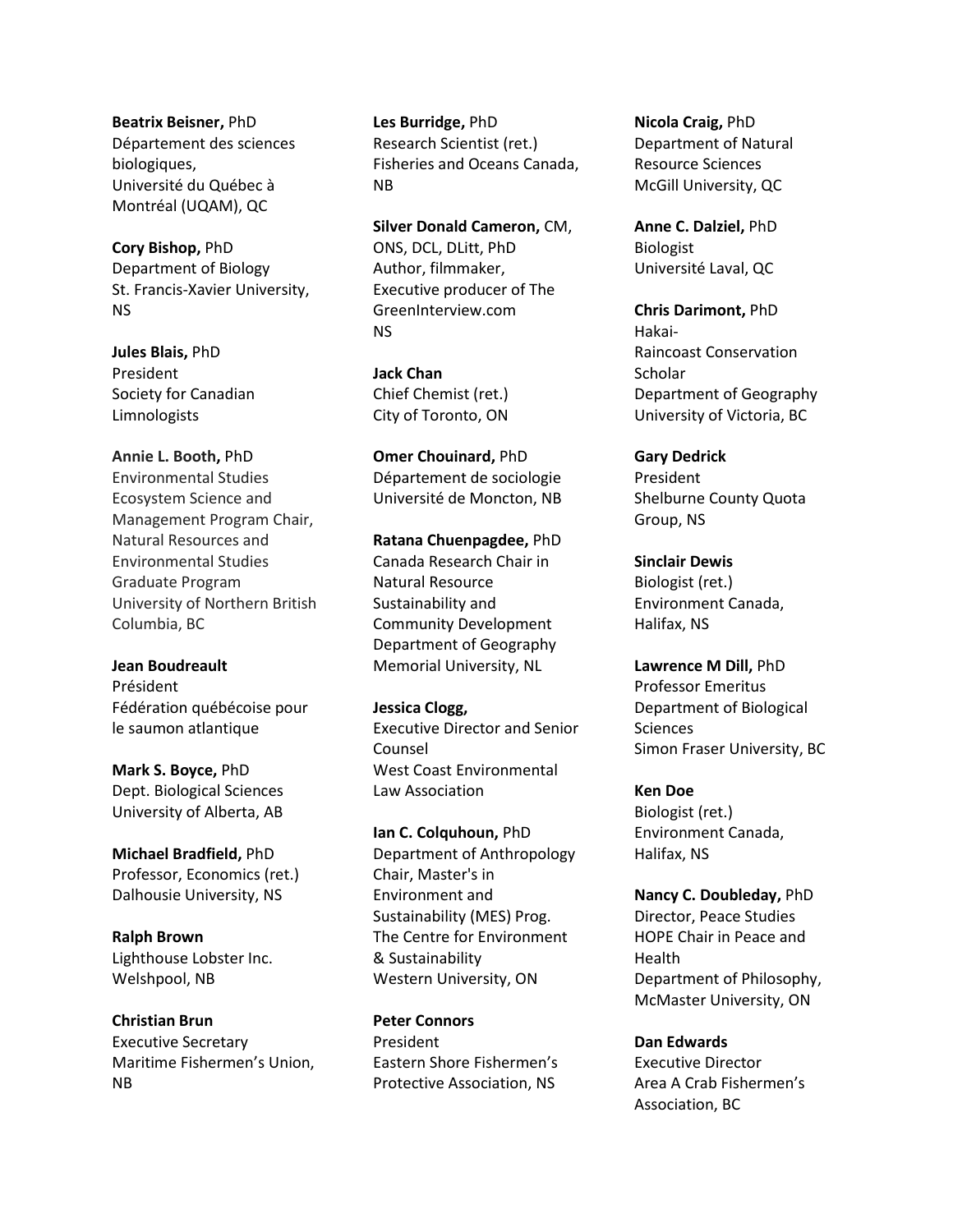**Beatrix Beisner,** PhD
Département des sciences biologiques,
Université du Québec à Montréal (UQAM), QC

**Cory Bishop,** PhD
Department of Biology
St. Francis-Xavier University, NS

**Jules Blais,** PhD
President
Society for Canadian Limnologists

**Annie L. Booth,** PhD
Environmental Studies
Ecosystem Science and Management Program Chair,
Natural Resources and Environmental Studies Graduate Program
University of Northern British Columbia, BC

**Jean Boudreault**
Président
Fédération québécoise pour le saumon atlantique

**Mark S. Boyce,** PhD
Dept. Biological Sciences
University of Alberta, AB

**Michael Bradfield,** PhD
Professor, Economics (ret.)
Dalhousie University, NS

**Ralph Brown**
Lighthouse Lobster Inc.
Welshpool, NB

**Christian Brun**
Executive Secretary
Maritime Fishermen's Union, NB

**Les Burridge,** PhD
Research Scientist (ret.)
Fisheries and Oceans Canada, NB

**Silver Donald Cameron,** CM, ONS, DCL, DLitt, PhD
Author, filmmaker,
Executive producer of The GreenInterview.com
NS

**Jack Chan**
Chief Chemist (ret.)
City of Toronto, ON

**Omer Chouinard,** PhD
Département de sociologie
Université de Moncton, NB

**Ratana Chuenpagdee,** PhD
Canada Research Chair in Natural Resource Sustainability and Community Development
Department of Geography
Memorial University, NL

**Jessica Clogg,**
Executive Director and Senior Counsel
West Coast Environmental Law Association

**Ian C. Colquhoun,** PhD
Department of Anthropology
Chair, Master's in Environment and Sustainability (MES) Prog.
The Centre for Environment & Sustainability
Western University, ON

**Peter Connors**
President
Eastern Shore Fishermen's Protective Association, NS

**Nicola Craig,** PhD
Department of Natural Resource Sciences
McGill University, QC

**Anne C. Dalziel,** PhD
Biologist
Université Laval, QC

**Chris Darimont,** PhD
Hakai-Raincoast Conservation Scholar
Department of Geography
University of Victoria, BC

**Gary Dedrick**
President
Shelburne County Quota Group, NS

**Sinclair Dewis**
Biologist (ret.)
Environment Canada,
Halifax, NS

**Lawrence M Dill,** PhD
Professor Emeritus
Department of Biological Sciences
Simon Fraser University, BC

**Ken Doe**
Biologist (ret.)
Environment Canada,
Halifax, NS

**Nancy C. Doubleday,** PhD
Director, Peace Studies
HOPE Chair in Peace and Health
Department of Philosophy,
McMaster University, ON

**Dan Edwards**
Executive Director
Area A Crab Fishermen's Association, BC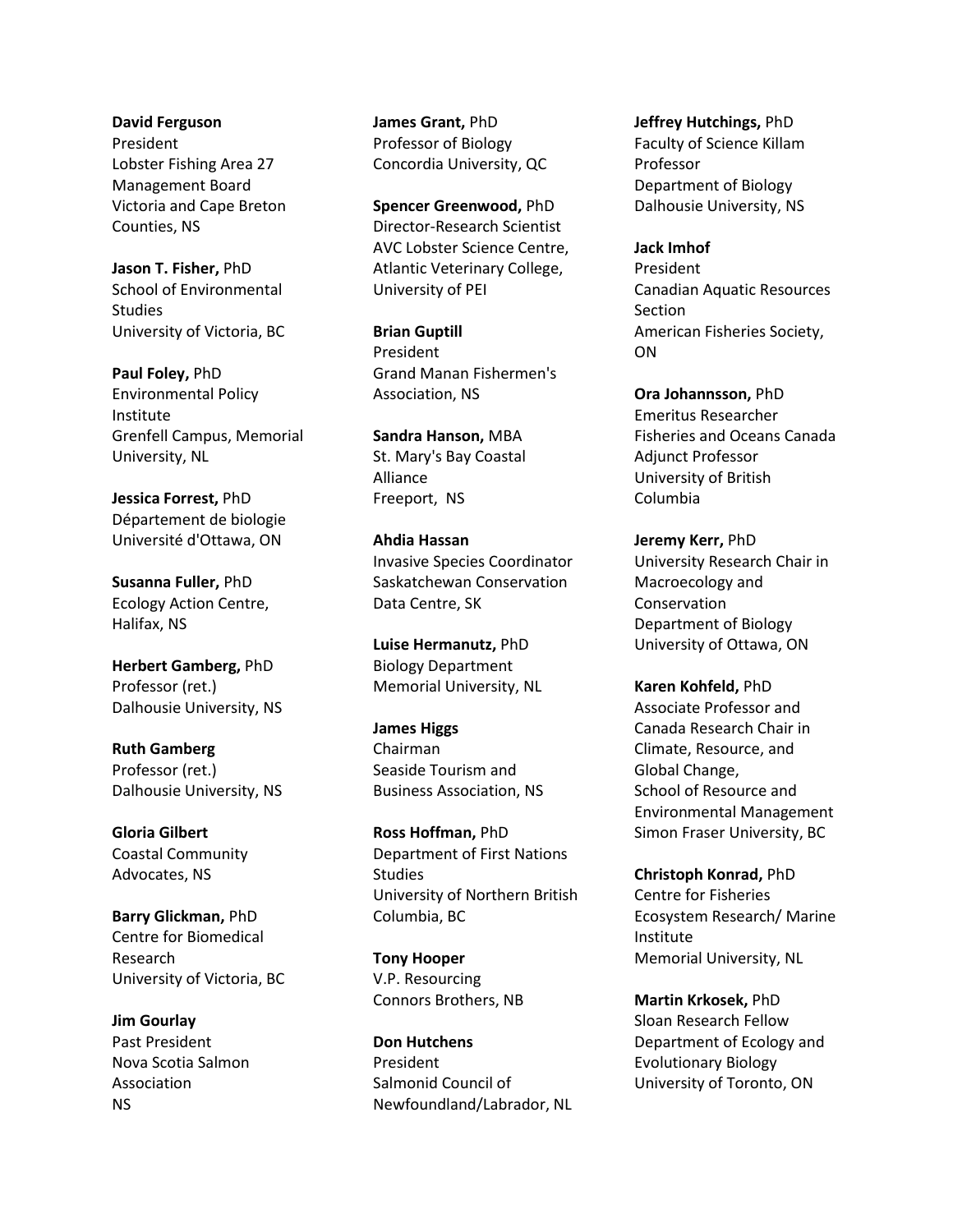**David Ferguson**
President
Lobster Fishing Area 27 Management Board
Victoria and Cape Breton Counties, NS

**Jason T. Fisher,** PhD
School of Environmental Studies
University of Victoria, BC

**Paul Foley,** PhD
Environmental Policy Institute
Grenfell Campus, Memorial University, NL

**Jessica Forrest,** PhD
Département de biologie
Université d'Ottawa, ON

**Susanna Fuller,** PhD
Ecology Action Centre, Halifax, NS

**Herbert Gamberg,** PhD
Professor (ret.)
Dalhousie University, NS

**Ruth Gamberg**
Professor (ret.)
Dalhousie University, NS

**Gloria Gilbert**
Coastal Community Advocates, NS

**Barry Glickman,** PhD
Centre for Biomedical Research
University of Victoria, BC

**Jim Gourlay**
Past President
Nova Scotia Salmon Association
NS

**James Grant,** PhD
Professor of Biology
Concordia University, QC

**Spencer Greenwood,** PhD
Director-Research Scientist
AVC Lobster Science Centre, Atlantic Veterinary College, University of PEI

**Brian Guptill**
President
Grand Manan Fishermen's Association, NS

**Sandra Hanson,** MBA
St. Mary's Bay Coastal Alliance
Freeport, NS

**Ahdia Hassan**
Invasive Species Coordinator
Saskatchewan Conservation Data Centre, SK

**Luise Hermanutz,** PhD
Biology Department
Memorial University, NL

**James Higgs**
Chairman
Seaside Tourism and Business Association, NS

**Ross Hoffman,** PhD
Department of First Nations Studies
University of Northern British Columbia, BC

**Tony Hooper**
V.P. Resourcing
Connors Brothers, NB

**Don Hutchens**
President
Salmonid Council of Newfoundland/Labrador, NL

**Jeffrey Hutchings,** PhD
Faculty of Science Killam Professor
Department of Biology
Dalhousie University, NS

**Jack Imhof**
President
Canadian Aquatic Resources Section
American Fisheries Society, ON

**Ora Johannsson,** PhD
Emeritus Researcher
Fisheries and Oceans Canada
Adjunct Professor
University of British Columbia

**Jeremy Kerr,** PhD
University Research Chair in Macroecology and Conservation
Department of Biology
University of Ottawa, ON

**Karen Kohfeld,** PhD
Associate Professor and Canada Research Chair in Climate, Resource, and Global Change,
School of Resource and Environmental Management
Simon Fraser University, BC

**Christoph Konrad,** PhD
Centre for Fisheries Ecosystem Research/ Marine Institute
Memorial University, NL

**Martin Krkosek,** PhD
Sloan Research Fellow
Department of Ecology and Evolutionary Biology
University of Toronto, ON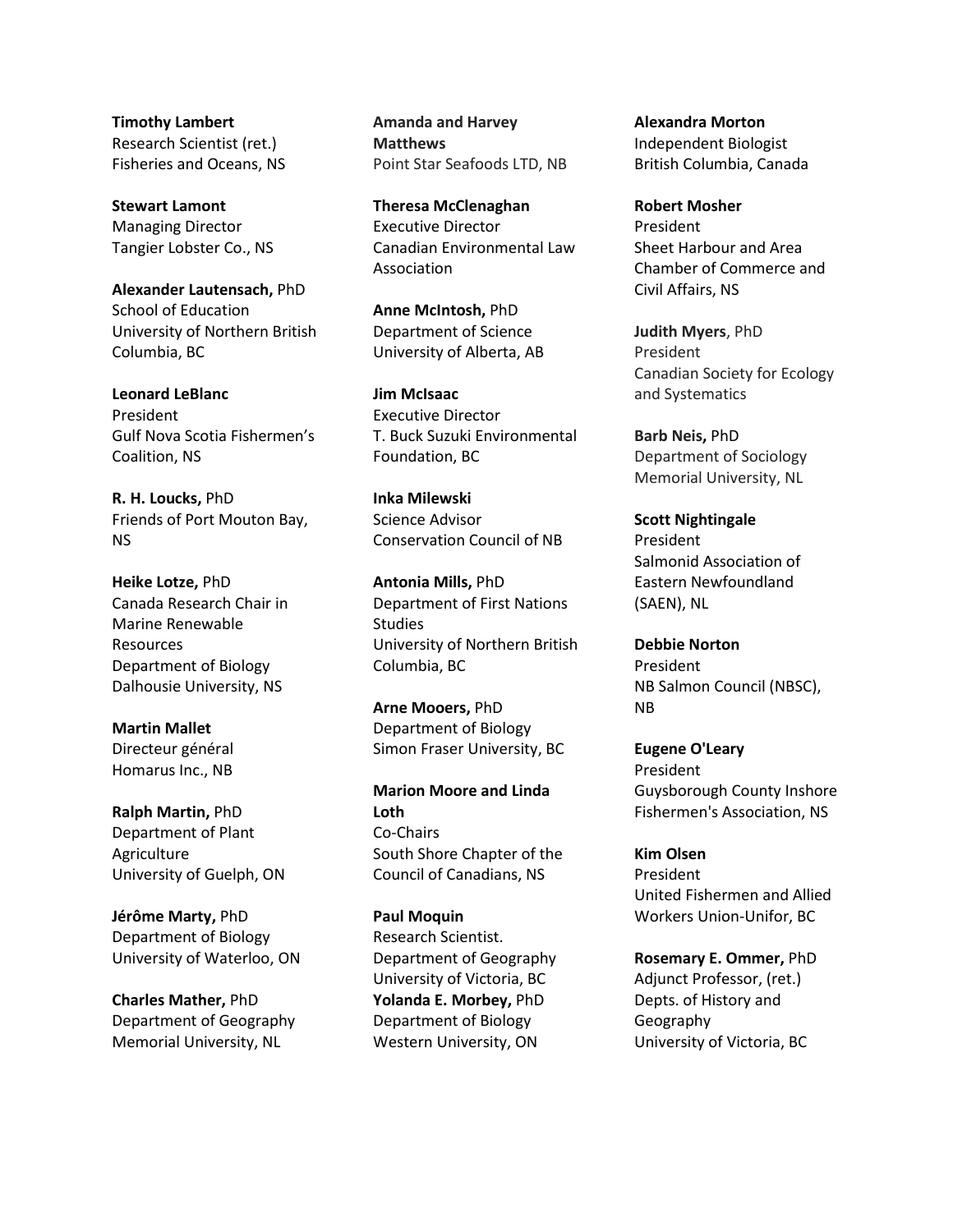**Timothy Lambert**
Research Scientist (ret.)
Fisheries and Oceans, NS

**Stewart Lamont**
Managing Director
Tangier Lobster Co., NS

**Alexander Lautensach,** PhD
School of Education
University of Northern British Columbia, BC

**Leonard LeBlanc**
President
Gulf Nova Scotia Fishermen's Coalition, NS

**R. H. Loucks,** PhD
Friends of Port Mouton Bay, NS

**Heike Lotze,** PhD
Canada Research Chair in Marine Renewable Resources
Department of Biology
Dalhousie University, NS

**Martin Mallet**
Directeur général
Homarus Inc., NB

**Ralph Martin,** PhD
Department of Plant Agriculture
University of Guelph, ON

**Jérôme Marty,** PhD
Department of Biology
University of Waterloo, ON

**Charles Mather,** PhD
Department of Geography
Memorial University, NL

**Amanda and Harvey Matthews**
Point Star Seafoods LTD, NB

**Theresa McClenaghan**
Executive Director
Canadian Environmental Law Association

**Anne McIntosh,** PhD
Department of Science
University of Alberta, AB

**Jim McIsaac**
Executive Director
T. Buck Suzuki Environmental Foundation, BC

**Inka Milewski**
Science Advisor
Conservation Council of NB

**Antonia Mills,** PhD
Department of First Nations Studies
University of Northern British Columbia, BC

**Arne Mooers,** PhD
Department of Biology
Simon Fraser University, BC

**Marion Moore and Linda Loth**
Co-Chairs
South Shore Chapter of the Council of Canadians, NS

**Paul Moquin**
Research Scientist.
Department of Geography
University of Victoria, BC

**Yolanda E. Morbey,** PhD
Department of Biology
Western University, ON

**Alexandra Morton**
Independent Biologist
British Columbia, Canada

**Robert Mosher**
President
Sheet Harbour and Area Chamber of Commerce and Civil Affairs, NS

**Judith Myers**, PhD
President
Canadian Society for Ecology and Systematics

**Barb Neis,** PhD
Department of Sociology
Memorial University, NL

**Scott Nightingale**
President
Salmonid Association of Eastern Newfoundland (SAEN), NL

**Debbie Norton**
President
NB Salmon Council (NBSC), NB

**Eugene O'Leary**
President
Guysborough County Inshore Fishermen's Association, NS

**Kim Olsen**
President
United Fishermen and Allied Workers Union-Unifor, BC

**Rosemary E. Ommer,** PhD
Adjunct Professor, (ret.)
Depts. of History and Geography
University of Victoria, BC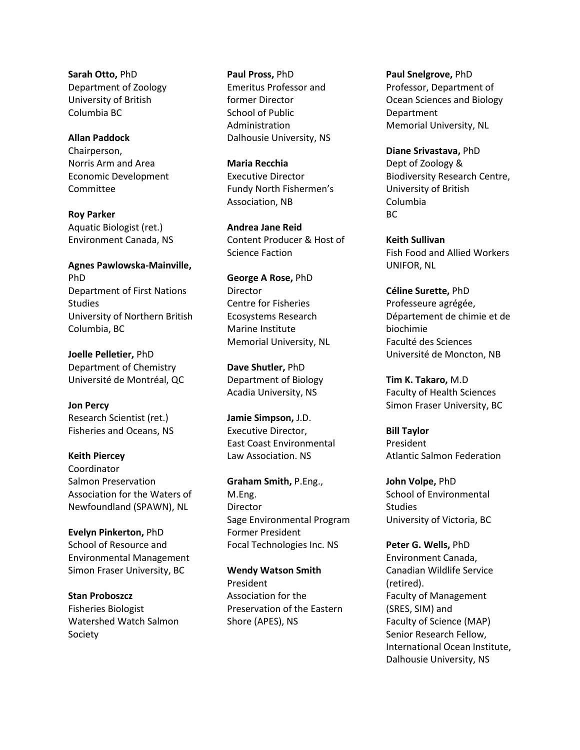**Sarah Otto,** PhD
Department of Zoology
University of British Columbia BC

**Allan Paddock**
Chairperson,
Norris Arm and Area Economic Development Committee

**Roy Parker**
Aquatic Biologist (ret.)
Environment Canada, NS

**Agnes Pawlowska-Mainville,** PhD
Department of First Nations Studies
University of Northern British Columbia, BC

**Joelle Pelletier,** PhD
Department of Chemistry
Université de Montréal, QC

**Jon Percy**
Research Scientist (ret.)
Fisheries and Oceans, NS

**Keith Piercey**
Coordinator
Salmon Preservation Association for the Waters of Newfoundland (SPAWN), NL

**Evelyn Pinkerton,** PhD
School of Resource and Environmental Management
Simon Fraser University, BC

**Stan Proboszcz**
Fisheries Biologist
Watershed Watch Salmon Society

**Paul Pross,** PhD
Emeritus Professor and former Director
School of Public Administration
Dalhousie University, NS

**Maria Recchia**
Executive Director
Fundy North Fishermen's Association, NB

**Andrea Jane Reid**
Content Producer & Host of Science Faction

**George A Rose,** PhD
Director
Centre for Fisheries Ecosystems Research
Marine Institute
Memorial University, NL

**Dave Shutler,** PhD
Department of Biology
Acadia University, NS

**Jamie Simpson,** J.D.
Executive Director,
East Coast Environmental Law Association. NS

**Graham Smith,** P.Eng., M.Eng.
Director
Sage Environmental Program
Former President
Focal Technologies Inc. NS

**Wendy Watson Smith**
President
Association for the Preservation of the Eastern Shore (APES), NS

**Paul Snelgrove,** PhD
Professor, Department of Ocean Sciences and Biology Department
Memorial University, NL

**Diane Srivastava,** PhD
Dept of Zoology & Biodiversity Research Centre,
University of British Columbia
BC

**Keith Sullivan**
Fish Food and Allied Workers
UNIFOR, NL

**Céline Surette,** PhD
Professeure agrégée,
Département de chimie et de biochimie
Faculté des Sciences
Université de Moncton, NB

**Tim K. Takaro,** M.D
Faculty of Health Sciences
Simon Fraser University, BC

**Bill Taylor**
President
Atlantic Salmon Federation

**John Volpe,** PhD
School of Environmental Studies
University of Victoria, BC

**Peter G. Wells,** PhD
Environment Canada,
Canadian Wildlife Service (retired).
Faculty of Management (SRES, SIM) and
Faculty of Science (MAP)
Senior Research Fellow,
International Ocean Institute,
Dalhousie University, NS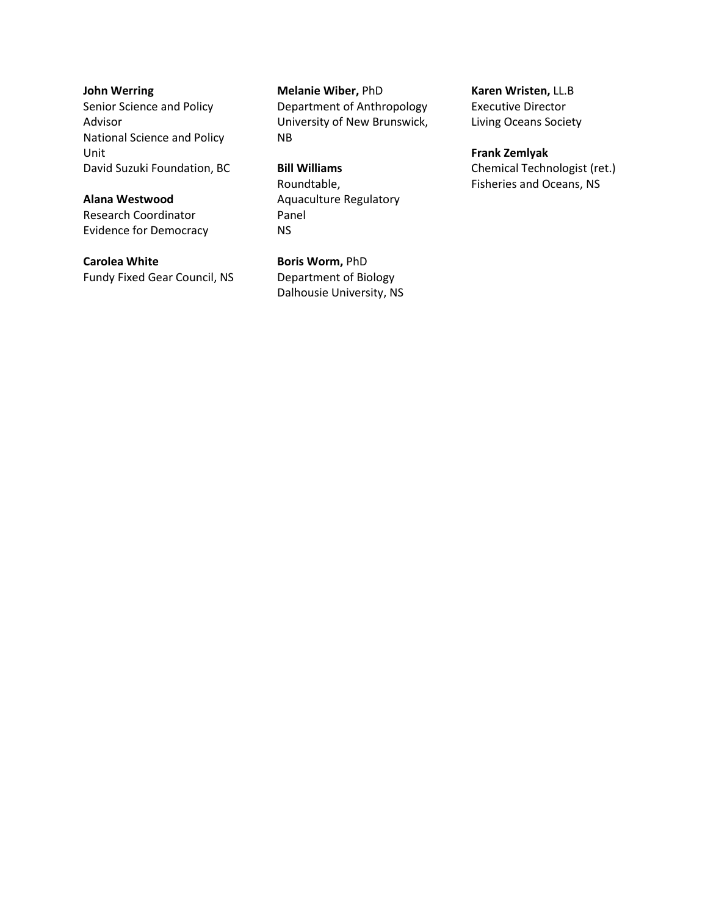**John Werring**
Senior Science and Policy Advisor
National Science and Policy Unit
David Suzuki Foundation, BC

**Alana Westwood**
Research Coordinator
Evidence for Democracy

**Carolea White**
Fundy Fixed Gear Council, NS

**Melanie Wiber,** PhD
Department of Anthropology
University of New Brunswick, NB

**Bill Williams**
Roundtable,
Aquaculture Regulatory Panel
NS

**Boris Worm,** PhD
Department of Biology
Dalhousie University, NS

**Karen Wristen,** LL.B
Executive Director
Living Oceans Society

**Frank Zemlyak**
Chemical Technologist (ret.)
Fisheries and Oceans, NS